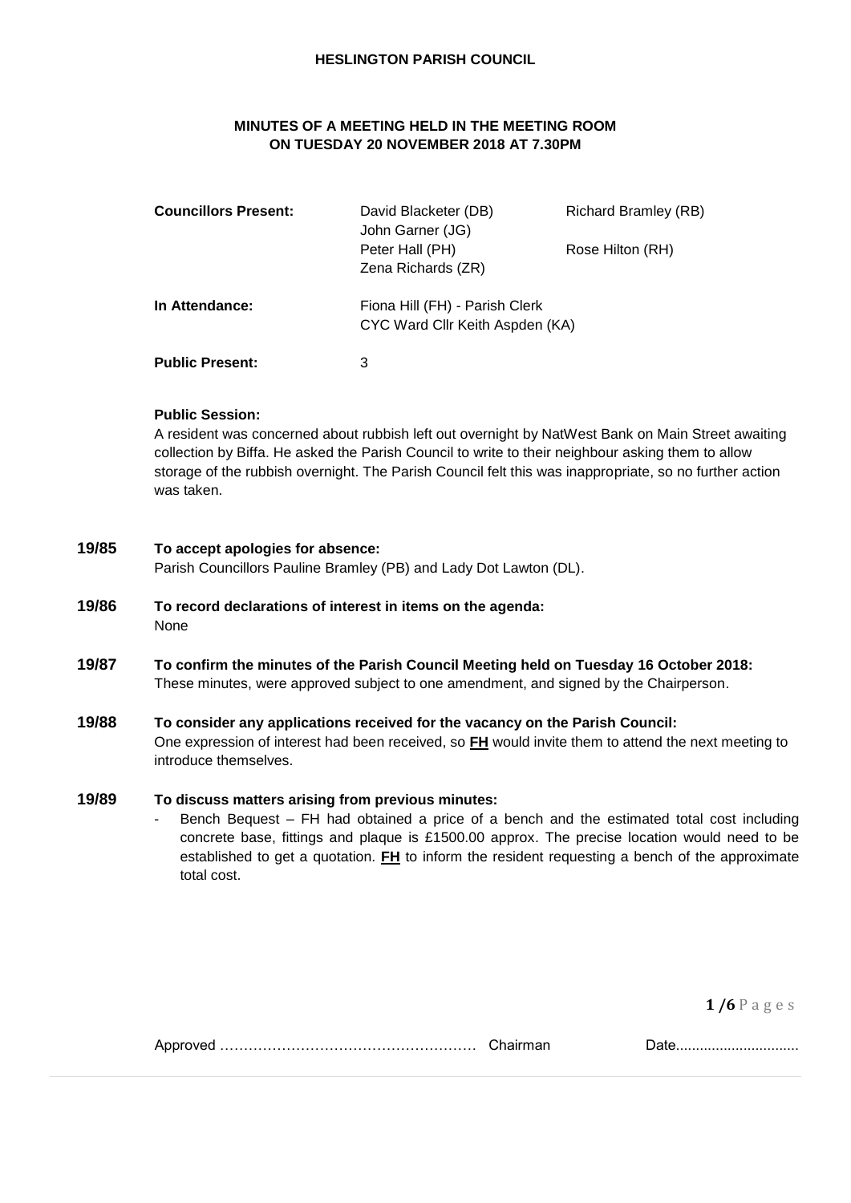# HESLINGTON PARISH COUNCIL

## MINUTES OF A MEETING HELD IN THE MEETING ROOM ON TUESDAY 20 NOVEMBER 2018 AT 7.30PM

| | | |
|---|---|---|
| **Councillors Present:** | David Blacketer (DB) | Richard Bramley (RB) |
| | John Garner (JG) | |
| | Peter Hall (PH) | Rose Hilton (RH) |
| | Zena Richards (ZR) | |
| **In Attendance:** | Fiona Hill (FH) - Parish Clerk | |
| | CYC Ward Cllr Keith Aspden (KA) | |
| **Public Present:** | 3 | |

**Public Session:**

A resident was concerned about rubbish left out overnight by NatWest Bank on Main Street awaiting collection by Biffa. He asked the Parish Council to write to their neighbour asking them to allow storage of the rubbish overnight. The Parish Council felt this was inappropriate, so no further action was taken.

**19/85 To accept apologies for absence:**

Parish Councillors Pauline Bramley (PB) and Lady Dot Lawton (DL).

**19/86 To record declarations of interest in items on the agenda:**

None

**19/87 To confirm the minutes of the Parish Council Meeting held on Tuesday 16 October 2018:**

These minutes, were approved subject to one amendment, and signed by the Chairperson.

**19/88 To consider any applications received for the vacancy on the Parish Council:**

One expression of interest had been received, so **FH** would invite them to attend the next meeting to introduce themselves.

**19/89 To discuss matters arising from previous minutes:**

- Bench Bequest – FH had obtained a price of a bench and the estimated total cost including concrete base, fittings and plaque is £1500.00 approx. The precise location would need to be established to get a quotation. **FH** to inform the resident requesting a bench of the approximate total cost.

Approved ……………………………………………… Chairman Date..............................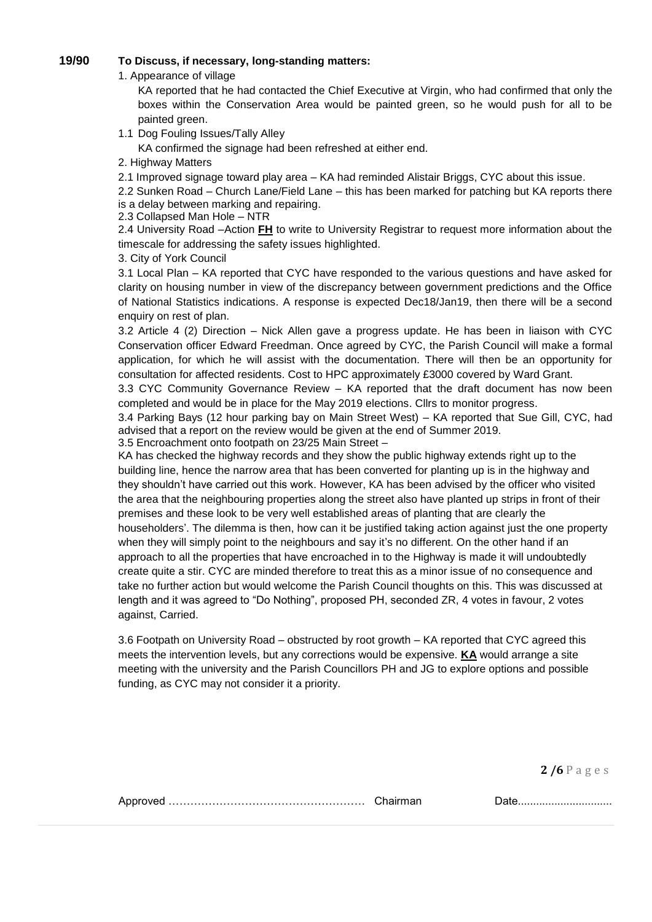**19/90 To Discuss, if necessary, long-standing matters:**

1. Appearance of village

   KA reported that he had contacted the Chief Executive at Virgin, who had confirmed that only the boxes within the Conservation Area would be painted green, so he would push for all to be painted green.

1.1 Dog Fouling Issues/Tally Alley

   KA confirmed the signage had been refreshed at either end.

2. Highway Matters

2.1 Improved signage toward play area – KA had reminded Alistair Briggs, CYC about this issue.

2.2 Sunken Road – Church Lane/Field Lane – this has been marked for patching but KA reports there is a delay between marking and repairing.

2.3 Collapsed Man Hole – NTR

2.4 University Road –Action **FH** to write to University Registrar to request more information about the timescale for addressing the safety issues highlighted.

3. City of York Council

3.1 Local Plan – KA reported that CYC have responded to the various questions and have asked for clarity on housing number in view of the discrepancy between government predictions and the Office of National Statistics indications. A response is expected Dec18/Jan19, then there will be a second enquiry on rest of plan.

3.2 Article 4 (2) Direction – Nick Allen gave a progress update. He has been in liaison with CYC Conservation officer Edward Freedman. Once agreed by CYC, the Parish Council will make a formal application, for which he will assist with the documentation. There will then be an opportunity for consultation for affected residents. Cost to HPC approximately £3000 covered by Ward Grant.

3.3 CYC Community Governance Review – KA reported that the draft document has now been completed and would be in place for the May 2019 elections. Cllrs to monitor progress.

3.4 Parking Bays (12 hour parking bay on Main Street West) – KA reported that Sue Gill, CYC, had advised that a report on the review would be given at the end of Summer 2019.

3.5 Encroachment onto footpath on 23/25 Main Street –

KA has checked the highway records and they show the public highway extends right up to the building line, hence the narrow area that has been converted for planting up is in the highway and they shouldn't have carried out this work. However, KA has been advised by the officer who visited the area that the neighbouring properties along the street also have planted up strips in front of their premises and these look to be very well established areas of planting that are clearly the householders'. The dilemma is then, how can it be justified taking action against just the one property when they will simply point to the neighbours and say it's no different. On the other hand if an approach to all the properties that have encroached in to the Highway is made it will undoubtedly create quite a stir. CYC are minded therefore to treat this as a minor issue of no consequence and take no further action but would welcome the Parish Council thoughts on this. This was discussed at length and it was agreed to "Do Nothing", proposed PH, seconded ZR, 4 votes in favour, 2 votes against, Carried.

3.6 Footpath on University Road – obstructed by root growth – KA reported that CYC agreed this meets the intervention levels, but any corrections would be expensive. **KA** would arrange a site meeting with the university and the Parish Councillors PH and JG to explore options and possible funding, as CYC may not consider it a priority.

Approved …………………………………………… Chairman Date...............................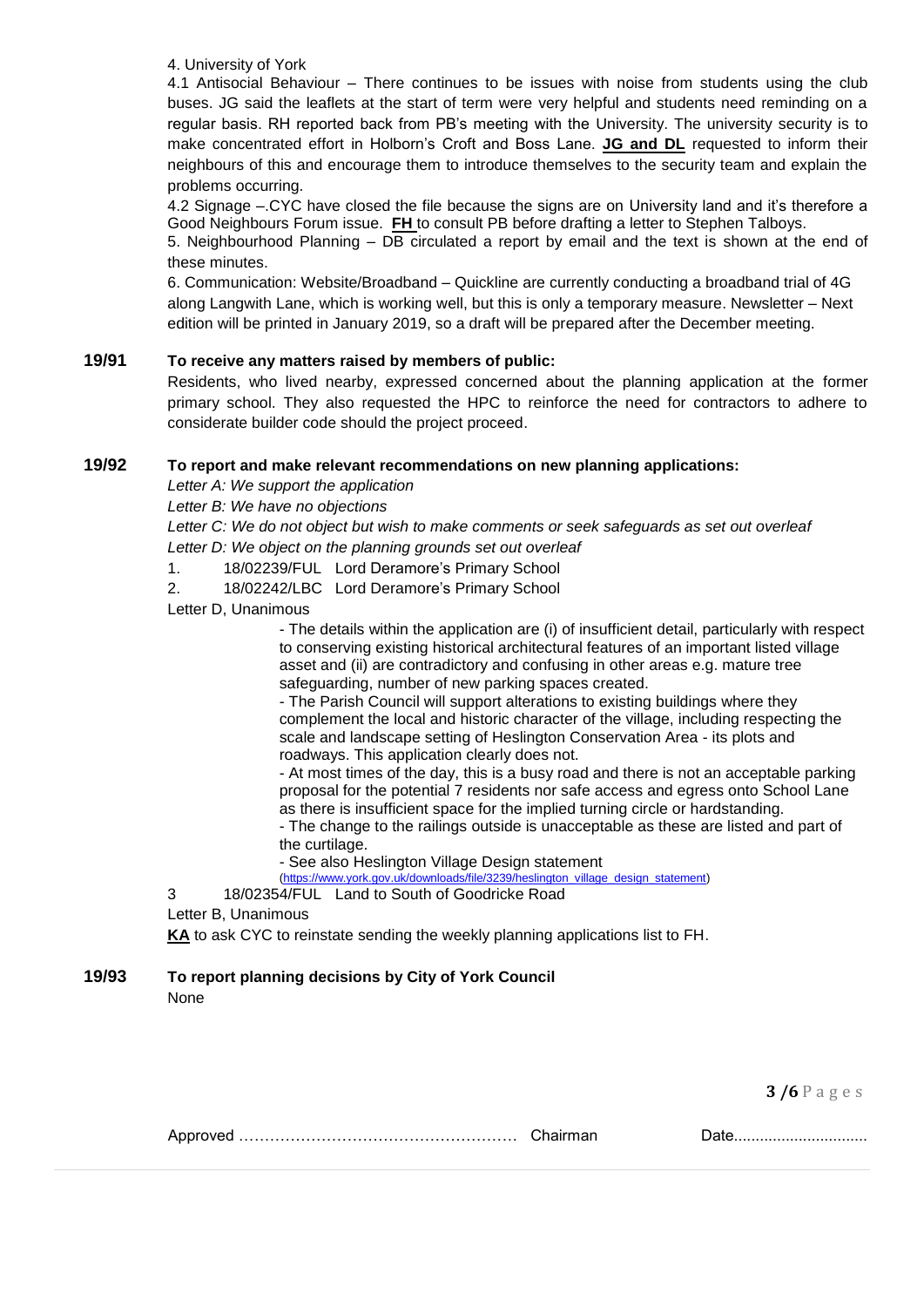4. University of York

4.1 Antisocial Behaviour – There continues to be issues with noise from students using the club buses. JG said the leaflets at the start of term were very helpful and students need reminding on a regular basis. RH reported back from PB's meeting with the University. The university security is to make concentrated effort in Holborn's Croft and Boss Lane. **JG and DL** requested to inform their neighbours of this and encourage them to introduce themselves to the security team and explain the problems occurring.

4.2 Signage –.CYC have closed the file because the signs are on University land and it's therefore a Good Neighbours Forum issue. **FH** to consult PB before drafting a letter to Stephen Talboys.

5. Neighbourhood Planning – DB circulated a report by email and the text is shown at the end of these minutes.

6. Communication: Website/Broadband – Quickline are currently conducting a broadband trial of 4G along Langwith Lane, which is working well, but this is only a temporary measure. Newsletter – Next edition will be printed in January 2019, so a draft will be prepared after the December meeting.

**19/91 To receive any matters raised by members of public:**

Residents, who lived nearby, expressed concerned about the planning application at the former primary school. They also requested the HPC to reinforce the need for contractors to adhere to considerate builder code should the project proceed.

**19/92 To report and make relevant recommendations on new planning applications:**

*Letter A: We support the application*

*Letter B: We have no objections*

*Letter C: We do not object but wish to make comments or seek safeguards as set out overleaf*

*Letter D: We object on the planning grounds set out overleaf*

1. 18/02239/FUL Lord Deramore's Primary School
2. 18/02242/LBC Lord Deramore's Primary School

Letter D, Unanimous

- The details within the application are (i) of insufficient detail, particularly with respect to conserving existing historical architectural features of an important listed village asset and (ii) are contradictory and confusing in other areas e.g. mature tree safeguarding, number of new parking spaces created.
- The Parish Council will support alterations to existing buildings where they complement the local and historic character of the village, including respecting the scale and landscape setting of Heslington Conservation Area - its plots and roadways. This application clearly does not.
- At most times of the day, this is a busy road and there is not an acceptable parking proposal for the potential 7 residents nor safe access and egress onto School Lane as there is insufficient space for the implied turning circle or hardstanding.
- The change to the railings outside is unacceptable as these are listed and part of the curtilage.
- See also Heslington Village Design statement (https://www.york.gov.uk/downloads/file/3239/heslington_village_design_statement)

3 18/02354/FUL Land to South of Goodricke Road

Letter B, Unanimous

**KA** to ask CYC to reinstate sending the weekly planning applications list to FH.

**19/93 To report planning decisions by City of York Council**

None

Approved …………………………………………… Chairman Date..............................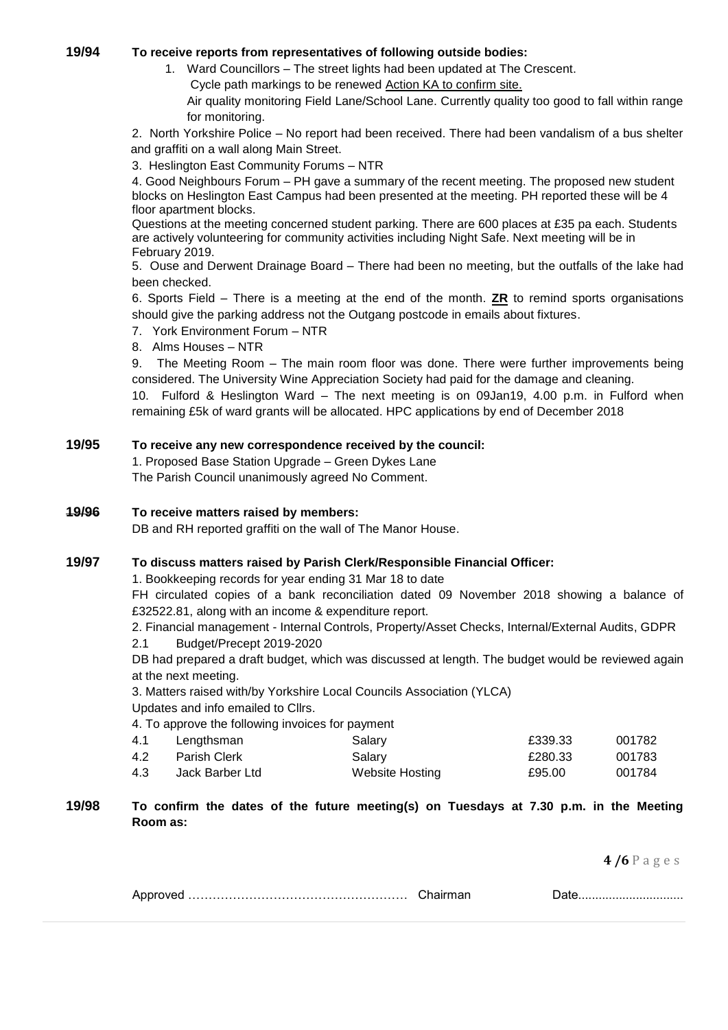**19/94 To receive reports from representatives of following outside bodies:**

1. Ward Councillors – The street lights had been updated at The Crescent.
   Cycle path markings to be renewed Action KA to confirm site.
   Air quality monitoring Field Lane/School Lane. Currently quality too good to fall within range for monitoring.

2. North Yorkshire Police – No report had been received. There had been vandalism of a bus shelter and graffiti on a wall along Main Street.

3. Heslington East Community Forums – NTR

4. Good Neighbours Forum – PH gave a summary of the recent meeting. The proposed new student blocks on Heslington East Campus had been presented at the meeting. PH reported these will be 4 floor apartment blocks.
   Questions at the meeting concerned student parking. There are 600 places at £35 pa each. Students are actively volunteering for community activities including Night Safe. Next meeting will be in February 2019.

5. Ouse and Derwent Drainage Board – There had been no meeting, but the outfalls of the lake had been checked.

6. Sports Field – There is a meeting at the end of the month. **ZR** to remind sports organisations should give the parking address not the Outgang postcode in emails about fixtures.

7. York Environment Forum – NTR

8. Alms Houses – NTR

9. The Meeting Room – The main room floor was done. There were further improvements being considered. The University Wine Appreciation Society had paid for the damage and cleaning.

10. Fulford & Heslington Ward – The next meeting is on 09Jan19, 4.00 p.m. in Fulford when remaining £5k of ward grants will be allocated. HPC applications by end of December 2018

**19/95 To receive any new correspondence received by the council:**

1. Proposed Base Station Upgrade – Green Dykes Lane
The Parish Council unanimously agreed No Comment.

**~~19/96~~ To receive matters raised by members:**

DB and RH reported graffiti on the wall of The Manor House.

**19/97 To discuss matters raised by Parish Clerk/Responsible Financial Officer:**

1. Bookkeeping records for year ending 31 Mar 18 to date
FH circulated copies of a bank reconciliation dated 09 November 2018 showing a balance of £32522.81, along with an income & expenditure report.

2. Financial management - Internal Controls, Property/Asset Checks, Internal/External Audits, GDPR

2.1 Budget/Precept 2019-2020
DB had prepared a draft budget, which was discussed at length. The budget would be reviewed again at the next meeting.

3. Matters raised with/by Yorkshire Local Councils Association (YLCA)
Updates and info emailed to Cllrs.

4. To approve the following invoices for payment

| | | | | |
|---|---|---|---|---|
| 4.1 | Lengthsman | Salary | £339.33 | 001782 |
| 4.2 | Parish Clerk | Salary | £280.33 | 001783 |
| 4.3 | Jack Barber Ltd | Website Hosting | £95.00 | 001784 |

**19/98 To confirm the dates of the future meeting(s) on Tuesdays at 7.30 p.m. in the Meeting Room as:**

Approved …………………………………………… Chairman Date..............................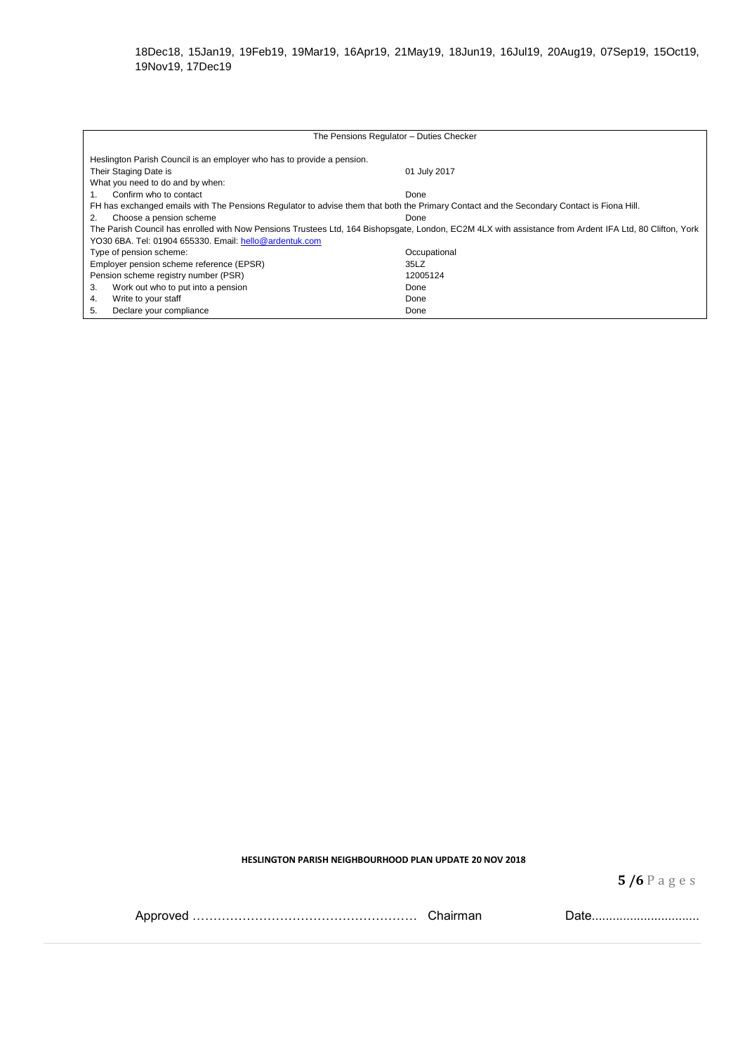18Dec18, 15Jan19, 19Feb19, 19Mar19, 16Apr19, 21May19, 18Jun19, 16Jul19, 20Aug19, 07Sep19, 15Oct19, 19Nov19, 17Dec19

| The Pensions Regulator – Duties Checker | |
|---|---|
| Heslington Parish Council is an employer who has to provide a pension. | |
| Their Staging Date is | 01 July 2017 |
| What you need to do and by when: | |
| 1. Confirm who to contact | Done |
| FH has exchanged emails with The Pensions Regulator to advise them that both the Primary Contact and the Secondary Contact is Fiona Hill. | |
| 2. Choose a pension scheme | Done |
| The Parish Council has enrolled with Now Pensions Trustees Ltd, 164 Bishopsgate, London, EC2M 4LX with assistance from Ardent IFA Ltd, 80 Clifton, York YO30 6BA. Tel: 01904 655330. Email: hello@ardentuk.com | |
| Type of pension scheme: | Occupational |
| Employer pension scheme reference (EPSR) | 35LZ |
| Pension scheme registry number (PSR) | 12005124 |
| 3. Work out who to put into a pension | Done |
| 4. Write to your staff | Done |
| 5. Declare your compliance | Done |

**HESLINGTON PARISH NEIGHBOURHOOD PLAN UPDATE 20 NOV 2018**

Approved …………………………………………… Chairman Date...............................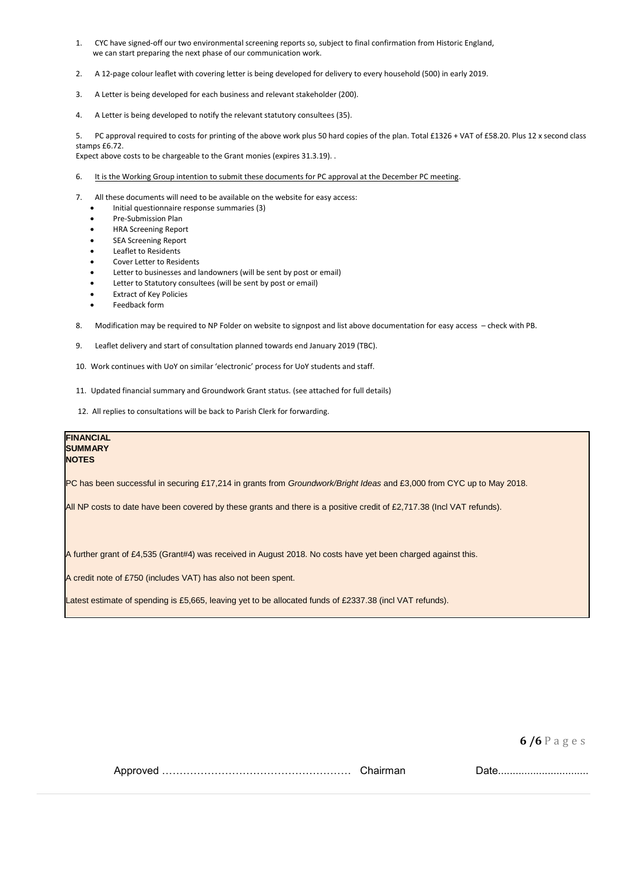1. CYC have signed-off our two environmental screening reports so, subject to final confirmation from Historic England, we can start preparing the next phase of our communication work.

2. A 12-page colour leaflet with covering letter is being developed for delivery to every household (500) in early 2019.

3. A Letter is being developed for each business and relevant stakeholder (200).

4. A Letter is being developed to notify the relevant statutory consultees (35).

5. PC approval required to costs for printing of the above work plus 50 hard copies of the plan. Total £1326 + VAT of £58.20. Plus 12 x second class stamps £6.72.
   Expect above costs to be chargeable to the Grant monies (expires 31.3.19). .

6. <u>It is the Working Group intention to submit these documents for PC approval at the December PC meeting</u>.

7. All these documents will need to be available on the website for easy access:
   - Initial questionnaire response summaries (3)
   - Pre-Submission Plan
   - HRA Screening Report
   - SEA Screening Report
   - Leaflet to Residents
   - Cover Letter to Residents
   - Letter to businesses and landowners (will be sent by post or email)
   - Letter to Statutory consultees (will be sent by post or email)
   - Extract of Key Policies
   - Feedback form

8. Modification may be required to NP Folder on website to signpost and list above documentation for easy access – check with PB.

9. Leaflet delivery and start of consultation planned towards end January 2019 (TBC).

10. Work continues with UoY on similar 'electronic' process for UoY students and staff.

11. Updated financial summary and Groundwork Grant status. (see attached for full details)

12. All replies to consultations will be back to Parish Clerk for forwarding.

**FINANCIAL SUMMARY NOTES**

PC has been successful in securing £17,214 in grants from *Groundwork/Bright Ideas* and £3,000 from CYC up to May 2018.

All NP costs to date have been covered by these grants and there is a positive credit of £2,717.38 (Incl VAT refunds).

A further grant of £4,535 (Grant#4) was received in August 2018. No costs have yet been charged against this.

A credit note of £750 (includes VAT) has also not been spent.

Latest estimate of spending is £5,665, leaving yet to be allocated funds of £2337.38 (incl VAT refunds).

Approved ……………………………………………… Chairman Date..............................